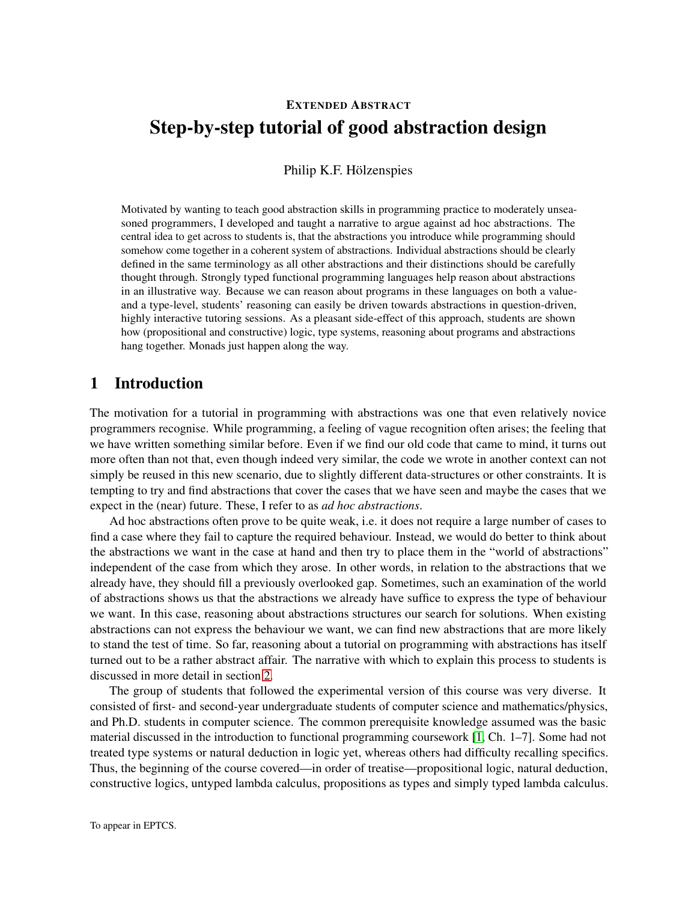EXTENDED ABSTRACT

# Step-by-step tutorial of good abstraction design

Philip K.F. Hölzenspies

Motivated by wanting to teach good abstraction skills in programming practice to moderately unseasoned programmers, I developed and taught a narrative to argue against ad hoc abstractions. The central idea to get across to students is, that the abstractions you introduce while programming should somehow come together in a coherent system of abstractions. Individual abstractions should be clearly defined in the same terminology as all other abstractions and their distinctions should be carefully thought through. Strongly typed functional programming languages help reason about abstractions in an illustrative way. Because we can reason about programs in these languages on both a value- and a type-level, students' reasoning can easily be driven towards abstractions in question-driven, highly interactive tutoring sessions. As a pleasant side-effect of this approach, students are shown how (propositional and constructive) logic, type systems, reasoning about programs and abstractions hang together. Monads just happen along the way.

## 1 Introduction

The motivation for a tutorial in programming with abstractions was one that even relatively novice programmers recognise. While programming, a feeling of vague recognition often arises; the feeling that we have written something similar before. Even if we find our old code that came to mind, it turns out more often than not that, even though indeed very similar, the code we wrote in another context can not simply be reused in this new scenario, due to slightly different data-structures or other constraints. It is tempting to try and find abstractions that cover the cases that we have seen and maybe the cases that we expect in the (near) future. These, I refer to as *ad hoc abstractions*.

Ad hoc abstractions often prove to be quite weak, i.e. it does not require a large number of cases to find a case where they fail to capture the required behaviour. Instead, we would do better to think about the abstractions we want in the case at hand and then try to place them in the "world of abstractions" independent of the case from which they arose. In other words, in relation to the abstractions that we already have, they should fill a previously overlooked gap. Sometimes, such an examination of the world of abstractions shows us that the abstractions we already have suffice to express the type of behaviour we want. In this case, reasoning about abstractions structures our search for solutions. When existing abstractions can not express the behaviour we want, we can find new abstractions that are more likely to stand the test of time. So far, reasoning about a tutorial on programming with abstractions has itself turned out to be a rather abstract affair. The narrative with which to explain this process to students is discussed in more detail in section 2.

The group of students that followed the experimental version of this course was very diverse. It consisted of first- and second-year undergraduate students of computer science and mathematics/physics, and Ph.D. students in computer science. The common prerequisite knowledge assumed was the basic material discussed in the introduction to functional programming coursework [1, Ch. 1–7]. Some had not treated type systems or natural deduction in logic yet, whereas others had difficulty recalling specifics. Thus, the beginning of the course covered—in order of treatise—propositional logic, natural deduction, constructive logics, untyped lambda calculus, propositions as types and simply typed lambda calculus.

To appear in EPTCS.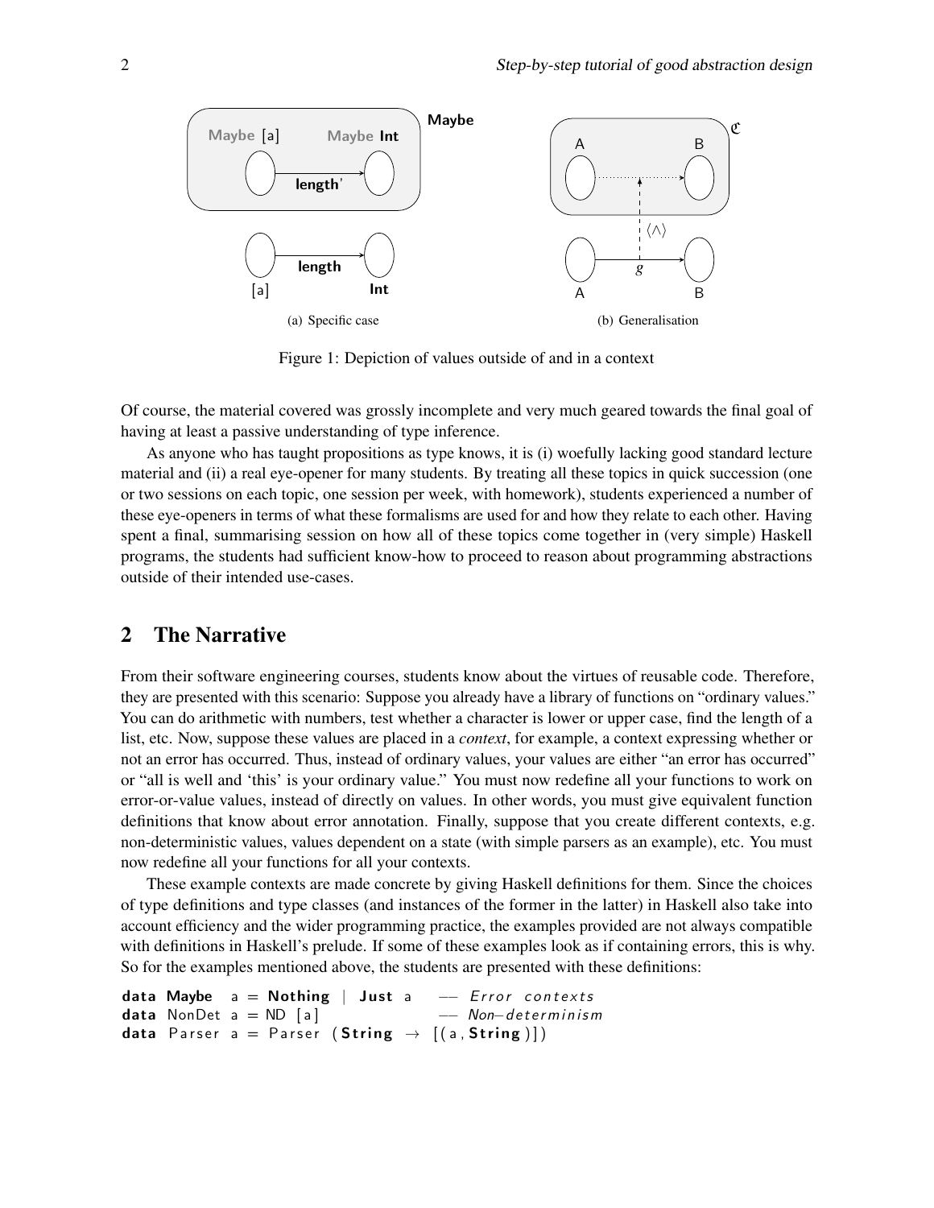(a) Specific case

(b) Generalisation

Figure 1: Depiction of values outside of and in a context

Of course, the material covered was grossly incomplete and very much geared towards the final goal of having at least a passive understanding of type inference.

As anyone who has taught propositions as type knows, it is (i) woefully lacking good standard lecture material and (ii) a real eye-opener for many students. By treating all these topics in quick succession (one or two sessions on each topic, one session per week, with homework), students experienced a number of these eye-openers in terms of what these formalisms are used for and how they relate to each other. Having spent a final, summarising session on how all of these topics come together in (very simple) Haskell programs, the students had sufficient know-how to proceed to reason about programming abstractions outside of their intended use-cases.

## 2 The Narrative

From their software engineering courses, students know about the virtues of reusable code. Therefore, they are presented with this scenario: Suppose you already have a library of functions on "ordinary values." You can do arithmetic with numbers, test whether a character is lower or upper case, find the length of a list, etc. Now, suppose these values are placed in a *context*, for example, a context expressing whether or not an error has occurred. Thus, instead of ordinary values, your values are either "an error has occurred" or "all is well and 'this' is your ordinary value." You must now redefine all your functions to work on error-or-value values, instead of directly on values. In other words, you must give equivalent function definitions that know about error annotation. Finally, suppose that you create different contexts, e.g. non-deterministic values, values dependent on a state (with simple parsers as an example), etc. You must now redefine all your functions for all your contexts.

These example contexts are made concrete by giving Haskell definitions for them. Since the choices of type definitions and type classes (and instances of the former in the latter) in Haskell also take into account efficiency and the wider programming practice, the examples provided are not always compatible with definitions in Haskell's prelude. If some of these examples look as if containing errors, this is why. So for the examples mentioned above, the students are presented with these definitions:

```
data Maybe  a = Nothing | Just a   -- Error contexts
data NonDet a = ND [a]             -- Non-determinism
data Parser a = Parser (String → [(a,String)])
```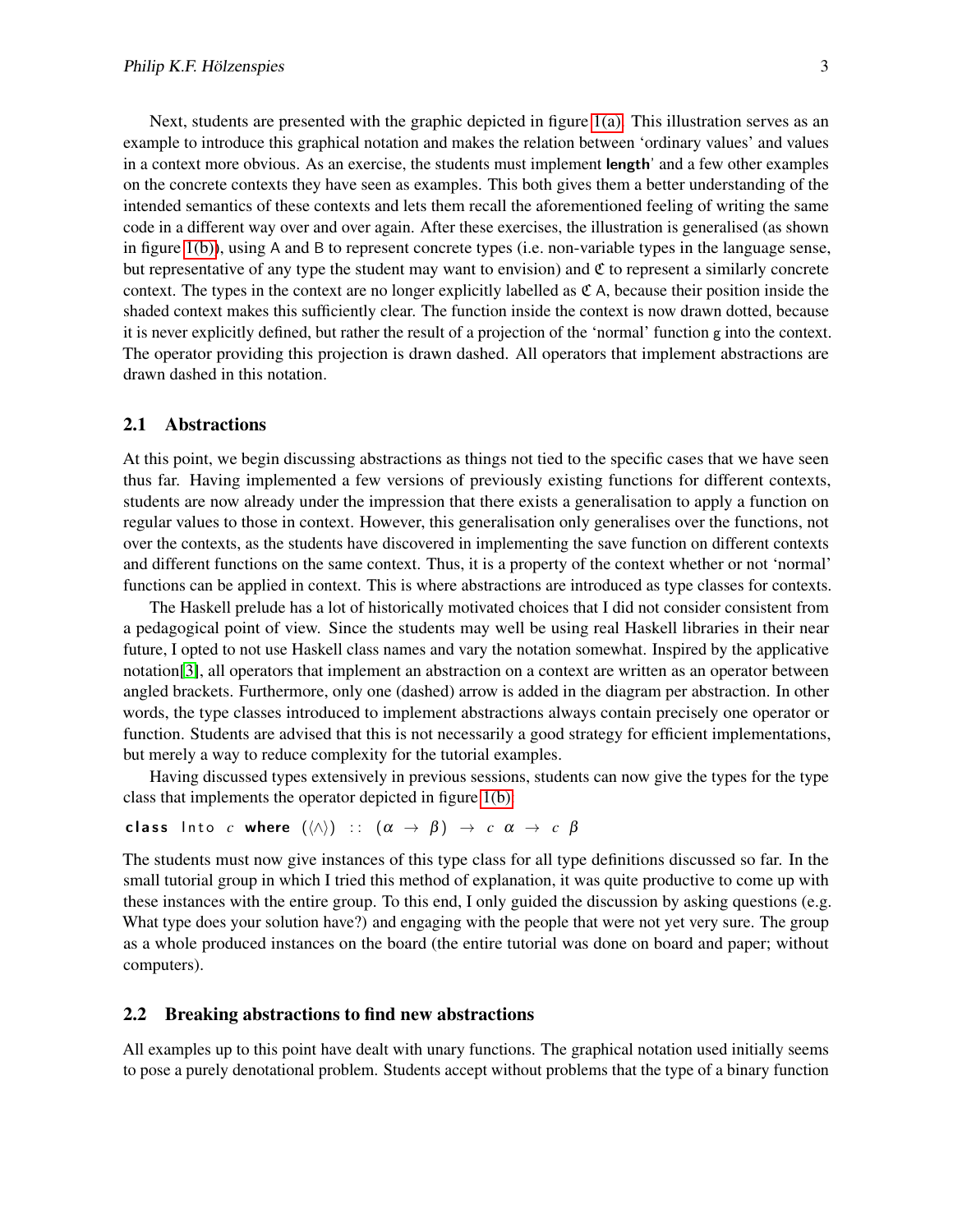Next, students are presented with the graphic depicted in figure 1(a). This illustration serves as an example to introduce this graphical notation and makes the relation between 'ordinary values' and values in a context more obvious. As an exercise, the students must implement **length**' and a few other examples on the concrete contexts they have seen as examples. This both gives them a better understanding of the intended semantics of these contexts and lets them recall the aforementioned feeling of writing the same code in a different way over and over again. After these exercises, the illustration is generalised (as shown in figure 1(b)), using A and B to represent concrete types (i.e. non-variable types in the language sense, but representative of any type the student may want to envision) and $\mathfrak{C}$ to represent a similarly concrete context. The types in the context are no longer explicitly labelled as $\mathfrak{C}$ A, because their position inside the shaded context makes this sufficiently clear. The function inside the context is now drawn dotted, because it is never explicitly defined, but rather the result of a projection of the 'normal' function g into the context. The operator providing this projection is drawn dashed. All operators that implement abstractions are drawn dashed in this notation.

## 2.1 Abstractions

At this point, we begin discussing abstractions as things not tied to the specific cases that we have seen thus far. Having implemented a few versions of previously existing functions for different contexts, students are now already under the impression that there exists a generalisation to apply a function on regular values to those in context. However, this generalisation only generalises over the functions, not over the contexts, as the students have discovered in implementing the save function on different contexts and different functions on the same context. Thus, it is a property of the context whether or not 'normal' functions can be applied in context. This is where abstractions are introduced as type classes for contexts.

The Haskell prelude has a lot of historically motivated choices that I did not consider consistent from a pedagogical point of view. Since the students may well be using real Haskell libraries in their near future, I opted to not use Haskell class names and vary the notation somewhat. Inspired by the applicative notation[3], all operators that implement an abstraction on a context are written as an operator between angled brackets. Furthermore, only one (dashed) arrow is added in the diagram per abstraction. In other words, the type classes introduced to implement abstractions always contain precisely one operator or function. Students are advised that this is not necessarily a good strategy for efficient implementations, but merely a way to reduce complexity for the tutorial examples.

Having discussed types extensively in previous sessions, students can now give the types for the type class that implements the operator depicted in figure 1(b).

```
class Into c where (⟨∧⟩) :: (α → β) → c α → c β
```

The students must now give instances of this type class for all type definitions discussed so far. In the small tutorial group in which I tried this method of explanation, it was quite productive to come up with these instances with the entire group. To this end, I only guided the discussion by asking questions (e.g. What type does your solution have?) and engaging with the people that were not yet very sure. The group as a whole produced instances on the board (the entire tutorial was done on board and paper; without computers).

## 2.2 Breaking abstractions to find new abstractions

All examples up to this point have dealt with unary functions. The graphical notation used initially seems to pose a purely denotational problem. Students accept without problems that the type of a binary function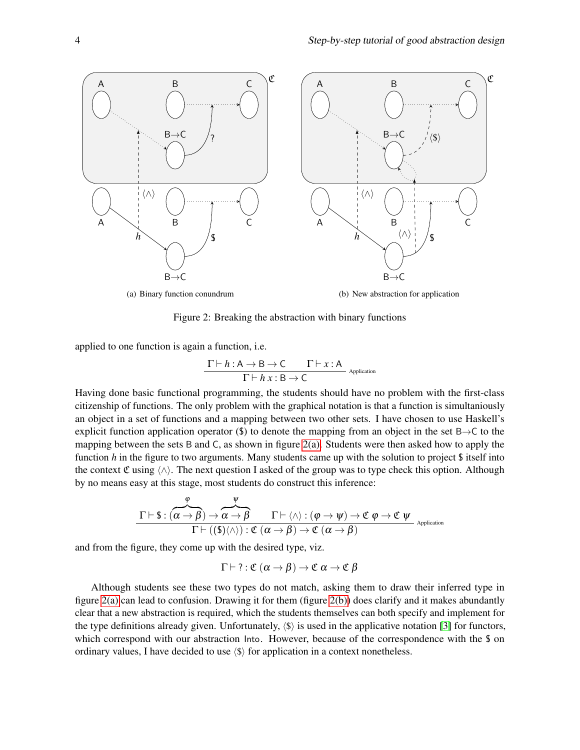(a) Binary function conundrum

(b) New abstraction for application

Figure 2: Breaking the abstraction with binary functions

applied to one function is again a function, i.e.

$$\frac{\Gamma \vdash h : \mathsf{A} \rightarrow \mathsf{B} \rightarrow \mathsf{C} \qquad \Gamma \vdash x : \mathsf{A}}{\Gamma \vdash h\, x : \mathsf{B} \rightarrow \mathsf{C}} \text{ Application}$$

Having done basic functional programming, the students should have no problem with the first-class citizenship of functions. The only problem with the graphical notation is that a function is simultaniously an object in a set of functions and a mapping between two other sets. I have chosen to use Haskell's explicit function application operator ($) to denote the mapping from an object in the set B→C to the mapping between the sets B and C, as shown in figure 2(a). Students were then asked how to apply the function $h$ in the figure to two arguments. Many students came up with the solution to project $ itself into the context $\mathfrak{C}$ using $\langle\wedge\rangle$. The next question I asked of the group was to type check this option. Although by no means easy at this stage, most students do construct this inference:

$$\frac{\Gamma \vdash \$ : \overbrace{(\alpha \rightarrow \beta)}^{\varphi} \rightarrow \overbrace{\alpha \rightarrow \beta}^{\psi} \qquad \Gamma \vdash \langle\wedge\rangle : (\varphi \rightarrow \psi) \rightarrow \mathfrak{C}\ \varphi \rightarrow \mathfrak{C}\ \psi}{\Gamma \vdash ((\$)\langle\wedge\rangle) : \mathfrak{C}\ (\alpha \rightarrow \beta) \rightarrow \mathfrak{C}\ (\alpha \rightarrow \beta)} \text{ Application}$$

and from the figure, they come up with the desired type, viz.

$$\Gamma \vdash ? : \mathfrak{C}\ (\alpha \rightarrow \beta) \rightarrow \mathfrak{C}\ \alpha \rightarrow \mathfrak{C}\ \beta$$

Although students see these two types do not match, asking them to draw their inferred type in figure 2(a) can lead to confusion. Drawing it for them (figure 2(b)) does clarify and it makes abundantly clear that a new abstraction is required, which the students themselves can both specify and implement for the type definitions already given. Unfortunately, $\langle\$\rangle$ is used in the applicative notation [3] for functors, which correspond with our abstraction `Into`. However, because of the correspondence with the $ on ordinary values, I have decided to use $\langle\$\rangle$ for application in a context nonetheless.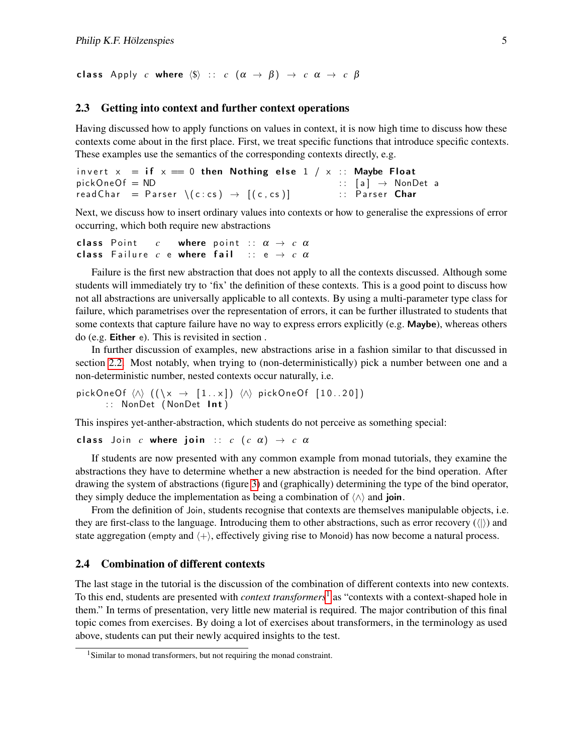```
class Apply c where ⟨$⟩ :: c (α → β) → c α → c β
```

## 2.3 Getting into context and further context operations

Having discussed how to apply functions on values in context, it is now high time to discuss how these contexts come about in the first place. First, we treat specific functions that introduce specific contexts. These examples use the semantics of the corresponding contexts directly, e.g.

```
invert x   = if x == 0 then Nothing else 1 / x :: Maybe Float
pickOneOf = ND                                  :: [a] → NonDet a
readChar   = Parser \(c:cs) → [(c,cs)]          :: Parser Char
```

Next, we discuss how to insert ordinary values into contexts or how to generalise the expressions of error occurring, which both require new abstractions

```
class Point   c   where point :: α → c α
class Failure c e where fail  :: e → c α
```

Failure is the first new abstraction that does not apply to all the contexts discussed. Although some students will immediately try to 'fix' the definition of these contexts. This is a good point to discuss how not all abstractions are universally applicable to all contexts. By using a multi-parameter type class for failure, which parametrises over the representation of errors, it can be further illustrated to students that some contexts that capture failure have no way to express errors explicitly (e.g. **Maybe**), whereas others do (e.g. **Either** e). This is revisited in section .

In further discussion of examples, new abstractions arise in a fashion similar to that discussed in section 2.2. Most notably, when trying to (non-deterministically) pick a number between one and a non-deterministic number, nested contexts occur naturally, i.e.

```
pickOneOf ⟨∧⟩ ((\x → [1..x]) ⟨∧⟩ pickOneOf [10..20])
      :: NonDet (NonDet Int)
```

This inspires yet-anther-abstraction, which students do not perceive as something special:

```
class Join c where join :: c (c α) → c α
```

If students are now presented with any common example from monad tutorials, they examine the abstractions they have to determine whether a new abstraction is needed for the bind operation. After drawing the system of abstractions (figure 3) and (graphically) determining the type of the bind operator, they simply deduce the implementation as being a combination of ⟨∧⟩ and **join**.

From the definition of Join, students recognise that contexts are themselves manipulable objects, i.e. they are first-class to the language. Introducing them to other abstractions, such as error recovery (⟨|⟩) and state aggregation (empty and ⟨+⟩, effectively giving rise to Monoid) has now become a natural process.

## 2.4 Combination of different contexts

The last stage in the tutorial is the discussion of the combination of different contexts into new contexts. To this end, students are presented with *context transformers*[1] as "contexts with a context-shaped hole in them." In terms of presentation, very little new material is required. The major contribution of this final topic comes from exercises. By doing a lot of exercises about transformers, in the terminology as used above, students can put their newly acquired insights to the test.

[1] Similar to monad transformers, but not requiring the monad constraint.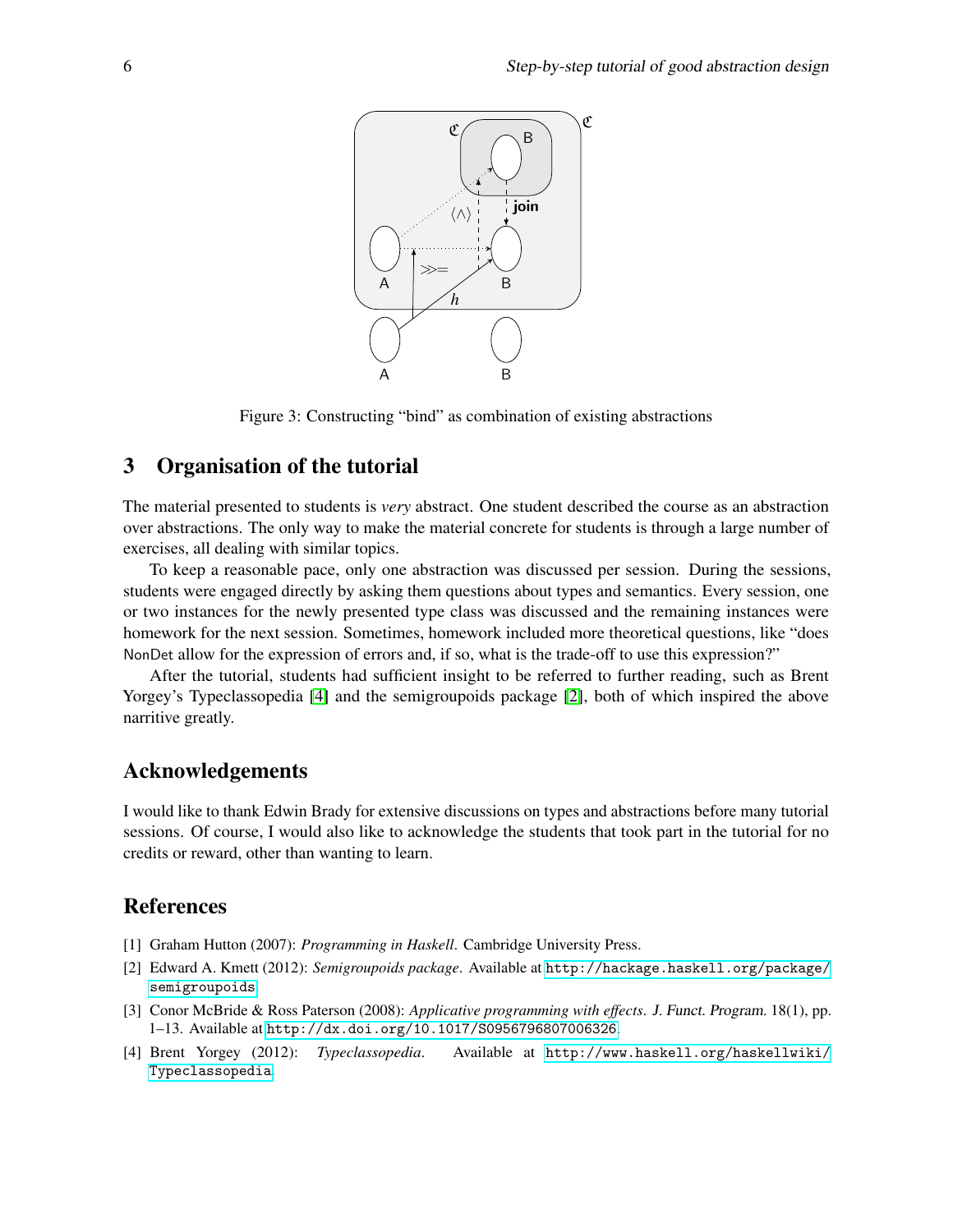𝔈 B 𝔈

join

⟨∧⟩

A ≫= B

h

A B

Figure 3: Constructing “bind” as combination of existing abstractions

## 3 Organisation of the tutorial

The material presented to students is *very* abstract. One student described the course as an abstraction over abstractions. The only way to make the material concrete for students is through a large number of exercises, all dealing with similar topics.

To keep a reasonable pace, only one abstraction was discussed per session. During the sessions, students were engaged directly by asking them questions about types and semantics. Every session, one or two instances for the newly presented type class was discussed and the remaining instances were homework for the next session. Sometimes, homework included more theoretical questions, like “does NonDet allow for the expression of errors and, if so, what is the trade-off to use this expression?”

After the tutorial, students had sufficient insight to be referred to further reading, such as Brent Yorgey’s Typeclassopedia [4] and the semigroupoids package [2], both of which inspired the above narritive greatly.

## Acknowledgements

I would like to thank Edwin Brady for extensive discussions on types and abstractions before many tutorial sessions. Of course, I would also like to acknowledge the students that took part in the tutorial for no credits or reward, other than wanting to learn.

## References

[1] Graham Hutton (2007): *Programming in Haskell*. Cambridge University Press.

[2] Edward A. Kmett (2012): *Semigroupoids package*. Available at http://hackage.haskell.org/package/semigroupoids.

[3] Conor McBride & Ross Paterson (2008): *Applicative programming with effects*. J. Funct. Program. 18(1), pp. 1–13. Available at http://dx.doi.org/10.1017/S0956796807006326.

[4] Brent Yorgey (2012): *Typeclassopedia*. Available at http://www.haskell.org/haskellwiki/Typeclassopedia.